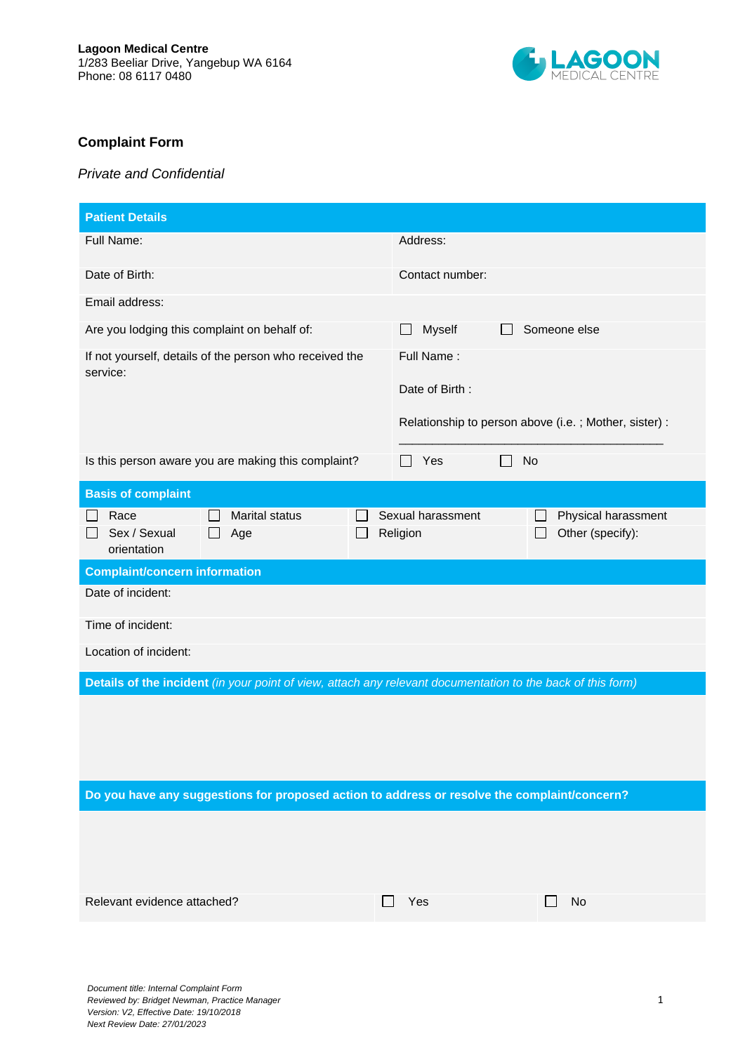**Lagoon Medical Centre**
1/283 Beeliar Drive, Yangebup WA 6164
Phone: 08 6117 0480

## Complaint Form

*Private and Confidential*

| **Patient Details** | |
|---|---|
| Full Name: | Address: |
| Date of Birth: | Contact number: |
| Email address: | |
| Are you lodging this complaint on behalf of: | ☐ Myself ☐ Someone else |
| If not yourself, details of the person who received the service: | Full Name :<br><br>Date of Birth :<br><br>Relationship to person above (i.e. ; Mother, sister) :<br>________________________________________ |
| Is this person aware you are making this complaint? | ☐ Yes ☐ No |

| **Basis of complaint** | | | |
|---|---|---|---|
| ☐ Race | ☐ Marital status | ☐ Sexual harassment | ☐ Physical harassment |
| ☐ Sex / Sexual orientation | ☐ Age | ☐ Religion | ☐ Other (specify): |

| **Complaint/concern information** |
|---|
| Date of incident: |
| Time of incident: |
| Location of incident: |

| **Details of the incident** *(in your point of view, attach any relevant documentation to the back of this form)* |
|---|
| |

| **Do you have any suggestions for proposed action to address or resolve the complaint/concern?** |
|---|
| |

| Relevant evidence attached? | ☐ Yes | ☐ No |
|---|---|---|

*Document title: Internal Complaint Form*
*Reviewed by: Bridget Newman, Practice Manager*
*Version: V2, Effective Date: 19/10/2018*
*Next Review Date: 27/01/2023*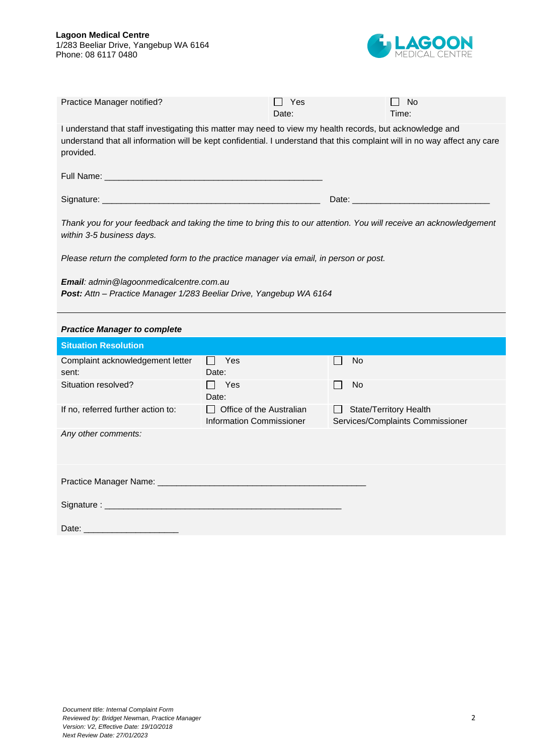**Lagoon Medical Centre**
1/283 Beeliar Drive, Yangebup WA 6164
Phone: 08 6117 0480

| | | |
|---|---|---|
| Practice Manager notified? | ☐ Yes<br>Date: | ☐ No<br>Time: |

I understand that staff investigating this matter may need to view my health records, but acknowledge and understand that all information will be kept confidential. I understand that this complaint will in no way affect any care provided.

Full Name: ____________________________________________

Signature: ____________________________________________ Date: ____________________________

*Thank you for your feedback and taking the time to bring this to our attention. You will receive an acknowledgement within 3-5 business days.*

*Please return the completed form to the practice manager via email, in person or post.*

***Email**: admin@lagoonmedicalcentre.com.au*
***Post:** Attn – Practice Manager 1/283 Beeliar Drive, Yangebup WA 6164*

---

***Practice Manager to complete***

| Situation Resolution | | |
|---|---|---|
| Complaint acknowledgement letter sent: | ☐ Yes<br>Date: | ☐ No |
| Situation resolved? | ☐ Yes<br>Date: | ☐ No |
| If no, referred further action to: | ☐ Office of the Australian Information Commissioner | ☐ State/Territory Health Services/Complaints Commissioner |
| *Any other comments:* | | |

Practice Manager Name: __________________________________________

Signature : ________________________________________________

Date: ___________________

*Document title: Internal Complaint Form*
*Reviewed by: Bridget Newman, Practice Manager*
*Version: V2, Effective Date: 19/10/2018*
*Next Review Date: 27/01/2023*